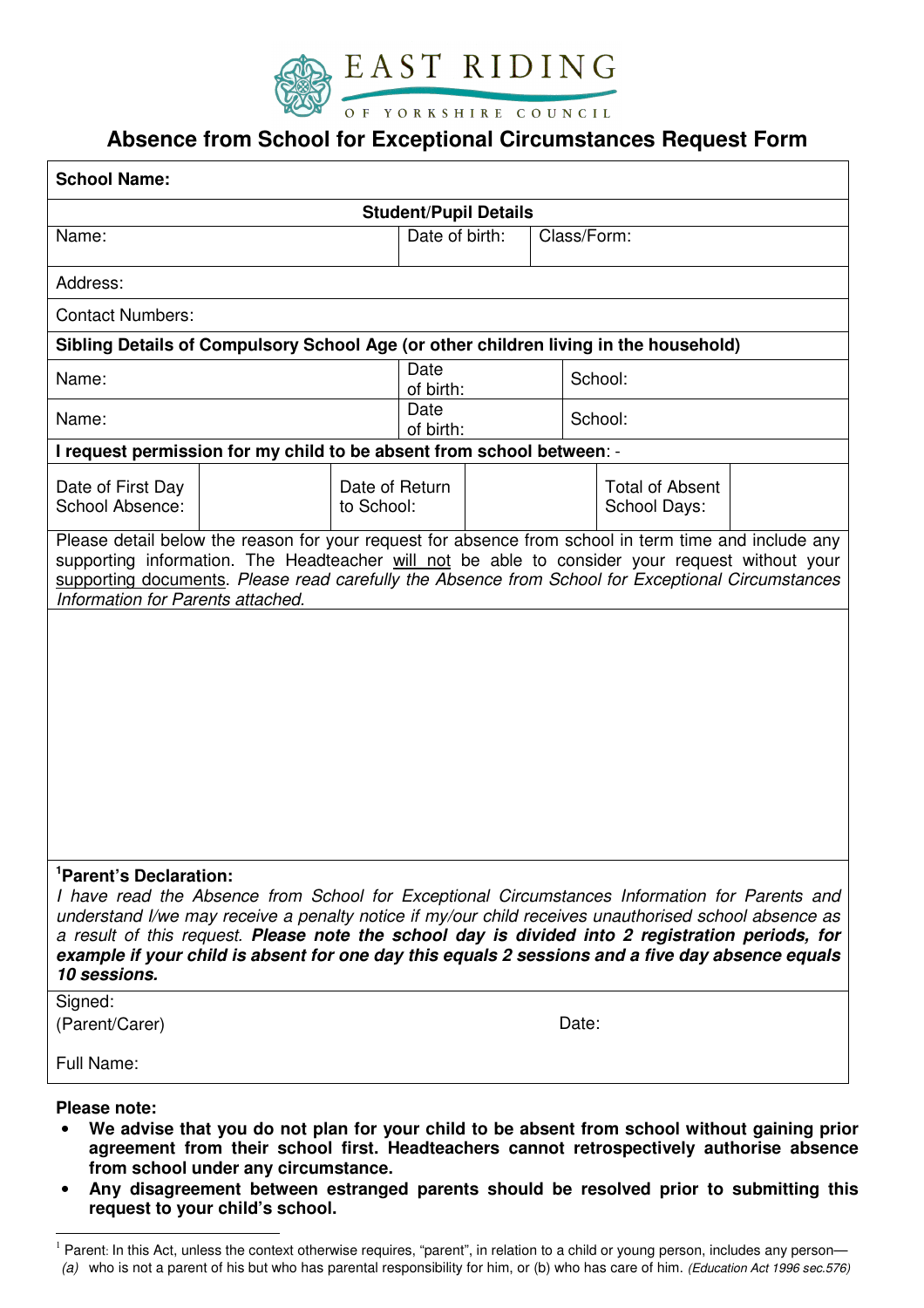EAST RIDING

OF YORKSHIRE COUNCIL

# Absence from School for Exceptional Circumstances Request Form

**School Name:**

| **Student/Pupil Details** | | |
|---|---|---|
| Name: | Date of birth: | Class/Form: |
| Address: | | |
| Contact Numbers: | | |

| **Sibling Details of Compulsory School Age (or other children living in the household)** | | |
|---|---|---|
| Name: | Date of birth: | School: |
| Name: | Date of birth: | School: |

**I request permission for my child to be absent from school between**: -

| Date of First Day School Absence: | | Date of Return to School: | | Total of Absent School Days: | |
|---|---|---|---|---|---|

Please detail below the reason for your request for absence from school in term time and include any supporting information. The Headteacher will not be able to consider your request without your supporting documents. *Please read carefully the Absence from School for Exceptional Circumstances Information for Parents attached.*

[1]**Parent's Declaration:**

*I have read the Absence from School for Exceptional Circumstances Information for Parents and understand I/we may receive a penalty notice if my/our child receives unauthorised school absence as a result of this request.* ***Please note the school day is divided into 2 registration periods, for example if your child is absent for one day this equals 2 sessions and a five day absence equals 10 sessions.***

Signed:
(Parent/Carer) Date:

Full Name:

**Please note:**

- **We advise that you do not plan for your child to be absent from school without gaining prior agreement from their school first. Headteachers cannot retrospectively authorise absence from school under any circumstance.**
- **Any disagreement between estranged parents should be resolved prior to submitting this request to your child's school.**

[1] Parent: In this Act, unless the context otherwise requires, "parent", in relation to a child or young person, includes any person—
*(a)* who is not a parent of his but who has parental responsibility for him, or (b) who has care of him. *(Education Act 1996 sec.576)*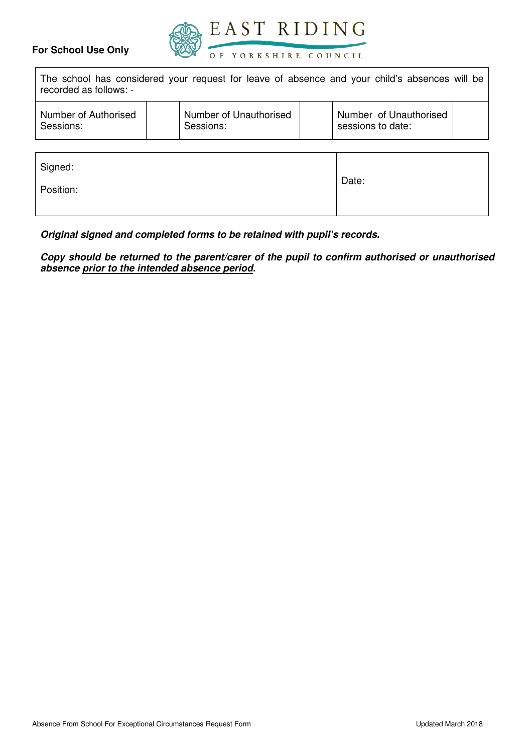**For School Use Only**

EAST RIDING OF YORKSHIRE COUNCIL

| The school has considered your request for leave of absence and your child's absences will be recorded as follows: - | | | | | |
|---|---|---|---|---|---|
| Number of Authorised Sessions: | | Number of Unauthorised Sessions: | | Number of Unauthorised sessions to date: | |

| Signed: <br> Position: | Date: |
|---|---|

***Original signed and completed forms to be retained with pupil's records.***

***Copy should be returned to the parent/carer of the pupil to confirm authorised or unauthorised absence <u>prior to the intended absence period</u>.***

Absence From School For Exceptional Circumstances Request Form

Updated March 2018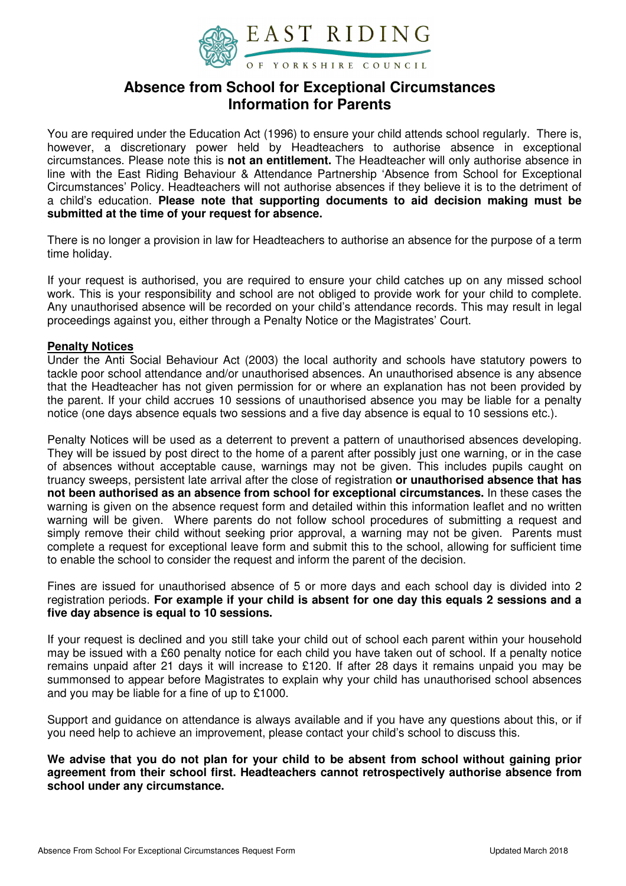EAST RIDING OF YORKSHIRE COUNCIL

# Absence from School for Exceptional Circumstances Information for Parents

You are required under the Education Act (1996) to ensure your child attends school regularly. There is, however, a discretionary power held by Headteachers to authorise absence in exceptional circumstances. Please note this is **not an entitlement.** The Headteacher will only authorise absence in line with the East Riding Behaviour & Attendance Partnership 'Absence from School for Exceptional Circumstances' Policy. Headteachers will not authorise absences if they believe it is to the detriment of a child's education. **Please note that supporting documents to aid decision making must be submitted at the time of your request for absence.**

There is no longer a provision in law for Headteachers to authorise an absence for the purpose of a term time holiday.

If your request is authorised, you are required to ensure your child catches up on any missed school work. This is your responsibility and school are not obliged to provide work for your child to complete. Any unauthorised absence will be recorded on your child's attendance records. This may result in legal proceedings against you, either through a Penalty Notice or the Magistrates' Court.

**Penalty Notices**

Under the Anti Social Behaviour Act (2003) the local authority and schools have statutory powers to tackle poor school attendance and/or unauthorised absences. An unauthorised absence is any absence that the Headteacher has not given permission for or where an explanation has not been provided by the parent. If your child accrues 10 sessions of unauthorised absence you may be liable for a penalty notice (one days absence equals two sessions and a five day absence is equal to 10 sessions etc.).

Penalty Notices will be used as a deterrent to prevent a pattern of unauthorised absences developing. They will be issued by post direct to the home of a parent after possibly just one warning, or in the case of absences without acceptable cause, warnings may not be given. This includes pupils caught on truancy sweeps, persistent late arrival after the close of registration **or unauthorised absence that has not been authorised as an absence from school for exceptional circumstances.** In these cases the warning is given on the absence request form and detailed within this information leaflet and no written warning will be given. Where parents do not follow school procedures of submitting a request and simply remove their child without seeking prior approval, a warning may not be given. Parents must complete a request for exceptional leave form and submit this to the school, allowing for sufficient time to enable the school to consider the request and inform the parent of the decision.

Fines are issued for unauthorised absence of 5 or more days and each school day is divided into 2 registration periods. **For example if your child is absent for one day this equals 2 sessions and a five day absence is equal to 10 sessions.**

If your request is declined and you still take your child out of school each parent within your household may be issued with a £60 penalty notice for each child you have taken out of school. If a penalty notice remains unpaid after 21 days it will increase to £120. If after 28 days it remains unpaid you may be summonsed to appear before Magistrates to explain why your child has unauthorised school absences and you may be liable for a fine of up to £1000.

Support and guidance on attendance is always available and if you have any questions about this, or if you need help to achieve an improvement, please contact your child's school to discuss this.

**We advise that you do not plan for your child to be absent from school without gaining prior agreement from their school first. Headteachers cannot retrospectively authorise absence from school under any circumstance.**